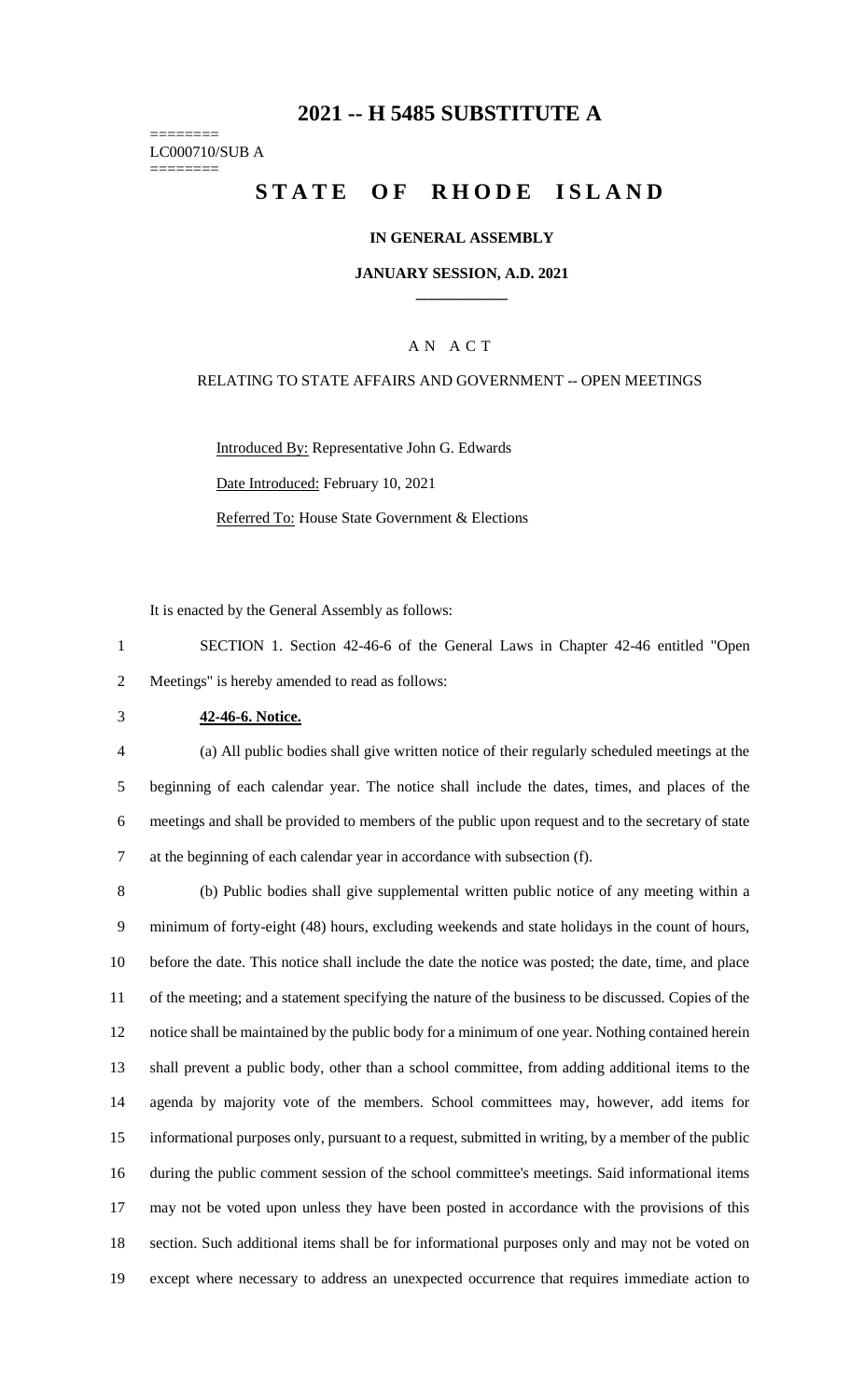# 2021 -- H 5485 SUBSTITUTE A

========
LC000710/SUB A
========

# STATE OF RHODE ISLAND

**IN GENERAL ASSEMBLY**

**JANUARY SESSION, A.D. 2021**

A N A C T

RELATING TO STATE AFFAIRS AND GOVERNMENT -- OPEN MEETINGS

Introduced By: Representative John G. Edwards

Date Introduced: February 10, 2021

Referred To: House State Government & Elections

It is enacted by the General Assembly as follows:

1 SECTION 1. Section 42-46-6 of the General Laws in Chapter 42-46 entitled "Open
2 Meetings" is hereby amended to read as follows:

3 **42-46-6. Notice.**

4 (a) All public bodies shall give written notice of their regularly scheduled meetings at the
5 beginning of each calendar year. The notice shall include the dates, times, and places of the
6 meetings and shall be provided to members of the public upon request and to the secretary of state
7 at the beginning of each calendar year in accordance with subsection (f).

8 (b) Public bodies shall give supplemental written public notice of any meeting within a
9 minimum of forty-eight (48) hours, excluding weekends and state holidays in the count of hours,
10 before the date. This notice shall include the date the notice was posted; the date, time, and place
11 of the meeting; and a statement specifying the nature of the business to be discussed. Copies of the
12 notice shall be maintained by the public body for a minimum of one year. Nothing contained herein
13 shall prevent a public body, other than a school committee, from adding additional items to the
14 agenda by majority vote of the members. School committees may, however, add items for
15 informational purposes only, pursuant to a request, submitted in writing, by a member of the public
16 during the public comment session of the school committee's meetings. Said informational items
17 may not be voted upon unless they have been posted in accordance with the provisions of this
18 section. Such additional items shall be for informational purposes only and may not be voted on
19 except where necessary to address an unexpected occurrence that requires immediate action to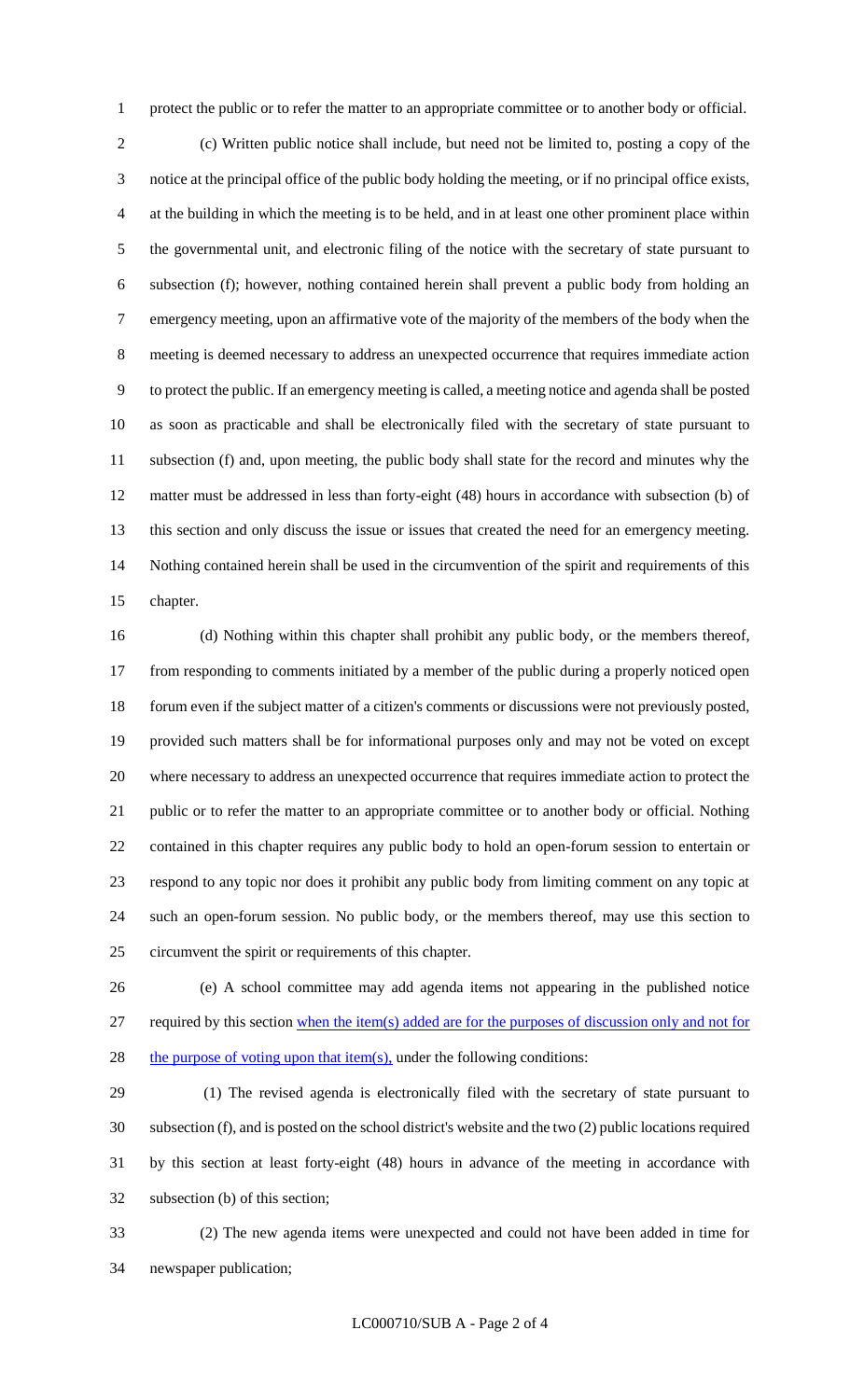protect the public or to refer the matter to an appropriate committee or to another body or official.

(c) Written public notice shall include, but need not be limited to, posting a copy of the notice at the principal office of the public body holding the meeting, or if no principal office exists, at the building in which the meeting is to be held, and in at least one other prominent place within the governmental unit, and electronic filing of the notice with the secretary of state pursuant to subsection (f); however, nothing contained herein shall prevent a public body from holding an emergency meeting, upon an affirmative vote of the majority of the members of the body when the meeting is deemed necessary to address an unexpected occurrence that requires immediate action to protect the public. If an emergency meeting is called, a meeting notice and agenda shall be posted as soon as practicable and shall be electronically filed with the secretary of state pursuant to subsection (f) and, upon meeting, the public body shall state for the record and minutes why the matter must be addressed in less than forty-eight (48) hours in accordance with subsection (b) of this section and only discuss the issue or issues that created the need for an emergency meeting. Nothing contained herein shall be used in the circumvention of the spirit and requirements of this chapter.

(d) Nothing within this chapter shall prohibit any public body, or the members thereof, from responding to comments initiated by a member of the public during a properly noticed open forum even if the subject matter of a citizen's comments or discussions were not previously posted, provided such matters shall be for informational purposes only and may not be voted on except where necessary to address an unexpected occurrence that requires immediate action to protect the public or to refer the matter to an appropriate committee or to another body or official. Nothing contained in this chapter requires any public body to hold an open-forum session to entertain or respond to any topic nor does it prohibit any public body from limiting comment on any topic at such an open-forum session. No public body, or the members thereof, may use this section to circumvent the spirit or requirements of this chapter.

(e) A school committee may add agenda items not appearing in the published notice required by this section when the item(s) added are for the purposes of discussion only and not for the purpose of voting upon that item(s), under the following conditions:

(1) The revised agenda is electronically filed with the secretary of state pursuant to subsection (f), and is posted on the school district's website and the two (2) public locations required by this section at least forty-eight (48) hours in advance of the meeting in accordance with subsection (b) of this section;

(2) The new agenda items were unexpected and could not have been added in time for newspaper publication;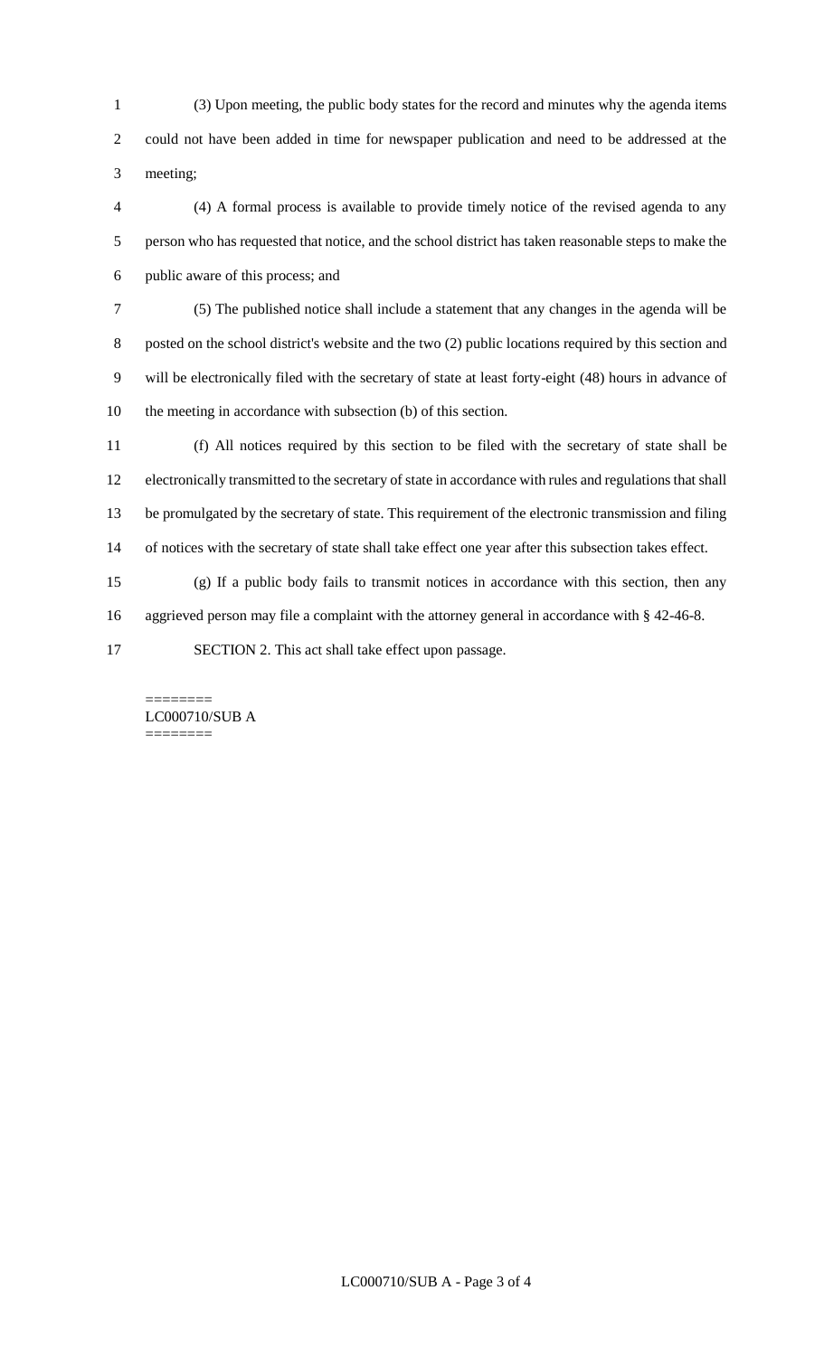(3) Upon meeting, the public body states for the record and minutes why the agenda items could not have been added in time for newspaper publication and need to be addressed at the meeting;

(4) A formal process is available to provide timely notice of the revised agenda to any person who has requested that notice, and the school district has taken reasonable steps to make the public aware of this process; and

(5) The published notice shall include a statement that any changes in the agenda will be posted on the school district's website and the two (2) public locations required by this section and will be electronically filed with the secretary of state at least forty-eight (48) hours in advance of the meeting in accordance with subsection (b) of this section.

(f) All notices required by this section to be filed with the secretary of state shall be electronically transmitted to the secretary of state in accordance with rules and regulations that shall be promulgated by the secretary of state. This requirement of the electronic transmission and filing of notices with the secretary of state shall take effect one year after this subsection takes effect.

(g) If a public body fails to transmit notices in accordance with this section, then any aggrieved person may file a complaint with the attorney general in accordance with § 42-46-8.

SECTION 2. This act shall take effect upon passage.

========
LC000710/SUB A
========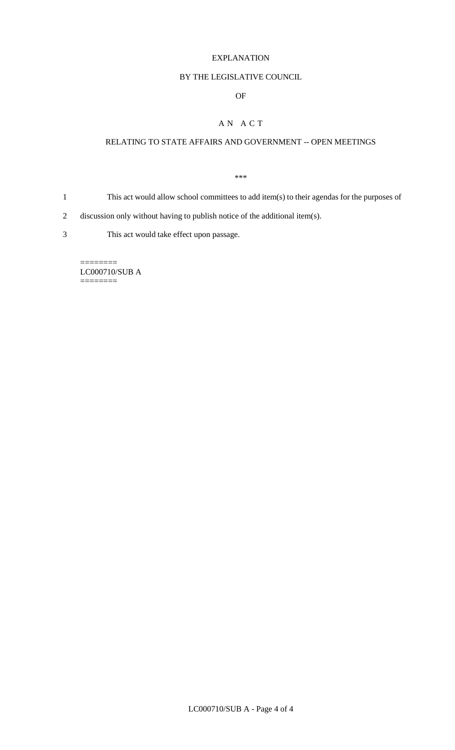EXPLANATION

BY THE LEGISLATIVE COUNCIL

OF

A N A C T

RELATING TO STATE AFFAIRS AND GOVERNMENT -- OPEN MEETINGS

\*\*\*

1 This act would allow school committees to add item(s) to their agendas for the purposes of

2 discussion only without having to publish notice of the additional item(s).

3 This act would take effect upon passage.

========
LC000710/SUB A
========